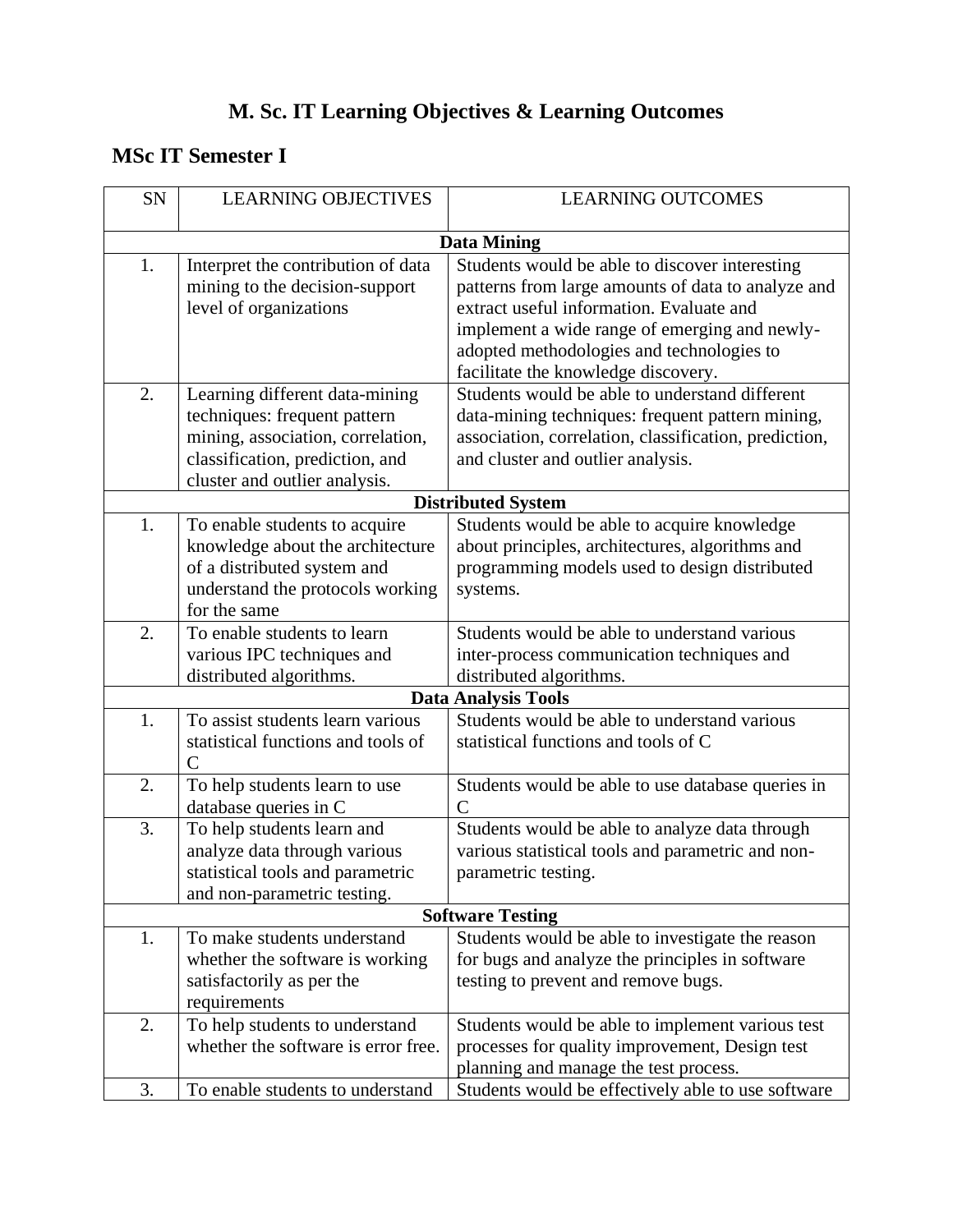# M. Sc. IT Learning Objectives & Learning Outcomes

## MSc IT Semester I

| SN | LEARNING OBJECTIVES | LEARNING OUTCOMES |
|---|---|---|
| | **Data Mining** | |
| 1. | Interpret the contribution of data mining to the decision-support level of organizations | Students would be able to discover interesting patterns from large amounts of data to analyze and extract useful information. Evaluate and implement a wide range of emerging and newly-adopted methodologies and technologies to facilitate the knowledge discovery. |
| 2. | Learning different data-mining techniques: frequent pattern mining, association, correlation, classification, prediction, and cluster and outlier analysis. | Students would be able to understand different data-mining techniques: frequent pattern mining, association, correlation, classification, prediction, and cluster and outlier analysis. |
| | **Distributed System** | |
| 1. | To enable students to acquire knowledge about the architecture of a distributed system and understand the protocols working for the same | Students would be able to acquire knowledge about principles, architectures, algorithms and programming models used to design distributed systems. |
| 2. | To enable students to learn various IPC techniques and distributed algorithms. | Students would be able to understand various inter-process communication techniques and distributed algorithms. |
| | **Data Analysis Tools** | |
| 1. | To assist students learn various statistical functions and tools of C | Students would be able to understand various statistical functions and tools of C |
| 2. | To help students learn to use database queries in C | Students would be able to use database queries in C |
| 3. | To help students learn and analyze data through various statistical tools and parametric and non-parametric testing. | Students would be able to analyze data through various statistical tools and parametric and non-parametric testing. |
| | **Software Testing** | |
| 1. | To make students understand whether the software is working satisfactorily as per the requirements | Students would be able to investigate the reason for bugs and analyze the principles in software testing to prevent and remove bugs. |
| 2. | To help students to understand whether the software is error free. | Students would be able to implement various test processes for quality improvement, Design test planning and manage the test process. |
| 3. | To enable students to understand | Students would be effectively able to use software |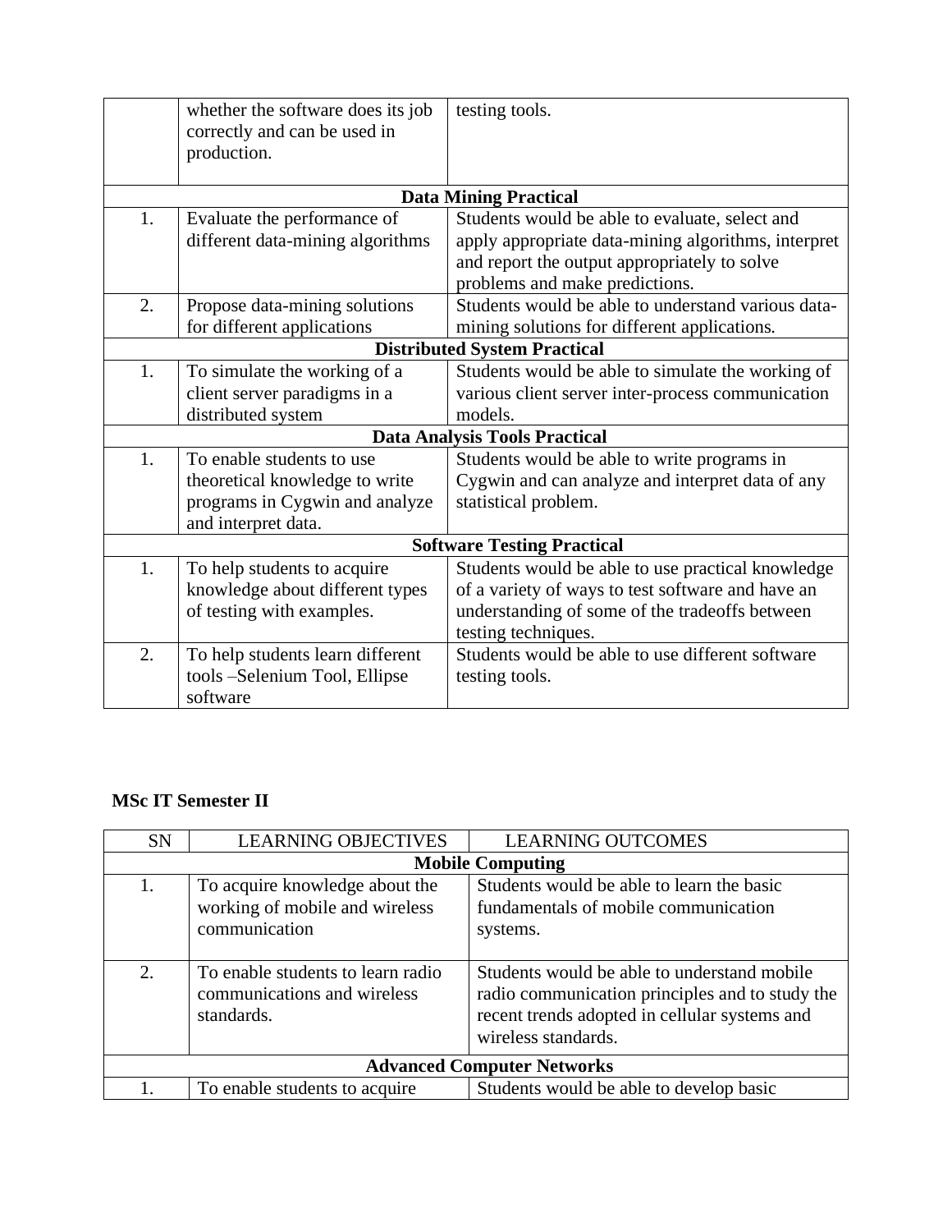| | | |
|---|---|---|
| | whether the software does its job correctly and can be used in production. | testing tools. |
| **Data Mining Practical** | | |
| 1. | Evaluate the performance of different data-mining algorithms | Students would be able to evaluate, select and apply appropriate data-mining algorithms, interpret and report the output appropriately to solve problems and make predictions. |
| 2. | Propose data-mining solutions for different applications | Students would be able to understand various data-mining solutions for different applications. |
| **Distributed System Practical** | | |
| 1. | To simulate the working of a client server paradigms in a distributed system | Students would be able to simulate the working of various client server inter-process communication models. |
| **Data Analysis Tools Practical** | | |
| 1. | To enable students to use theoretical knowledge to write programs in Cygwin and analyze and interpret data. | Students would be able to write programs in Cygwin and can analyze and interpret data of any statistical problem. |
| **Software Testing Practical** | | |
| 1. | To help students to acquire knowledge about different types of testing with examples. | Students would be able to use practical knowledge of a variety of ways to test software and have an understanding of some of the tradeoffs between testing techniques. |
| 2. | To help students learn different tools –Selenium Tool, Ellipse software | Students would be able to use different software testing tools. |

**MSc IT Semester II**

| SN | LEARNING OBJECTIVES | LEARNING OUTCOMES |
|---|---|---|
| **Mobile Computing** | | |
| 1. | To acquire knowledge about the working of mobile and wireless communication | Students would be able to learn the basic fundamentals of mobile communication systems. |
| 2. | To enable students to learn radio communications and wireless standards. | Students would be able to understand mobile radio communication principles and to study the recent trends adopted in cellular systems and wireless standards. |
| **Advanced Computer Networks** | | |
| 1. | To enable students to acquire | Students would be able to develop basic |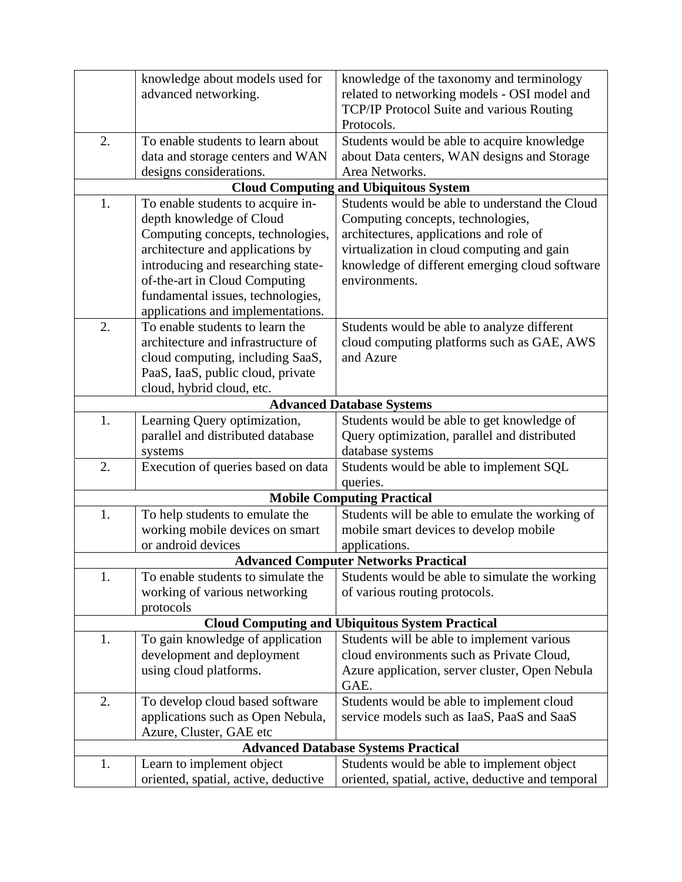| | | |
|---|---|---|
| | knowledge about models used for advanced networking. | knowledge of the taxonomy and terminology related to networking models - OSI model and TCP/IP Protocol Suite and various Routing Protocols. |
| 2. | To enable students to learn about data and storage centers and WAN designs considerations. | Students would be able to acquire knowledge about Data centers, WAN designs and Storage Area Networks. |
| | **Cloud Computing and Ubiquitous System** | |
| 1. | To enable students to acquire in-depth knowledge of Cloud Computing concepts, technologies, architecture and applications by introducing and researching state-of-the-art in Cloud Computing fundamental issues, technologies, applications and implementations. | Students would be able to understand the Cloud Computing concepts, technologies, architectures, applications and role of virtualization in cloud computing and gain knowledge of different emerging cloud software environments. |
| 2. | To enable students to learn the architecture and infrastructure of cloud computing, including SaaS, PaaS, IaaS, public cloud, private cloud, hybrid cloud, etc. | Students would be able to analyze different cloud computing platforms such as GAE, AWS and Azure |
| | **Advanced Database Systems** | |
| 1. | Learning Query optimization, parallel and distributed database systems | Students would be able to get knowledge of Query optimization, parallel and distributed database systems |
| 2. | Execution of queries based on data | Students would be able to implement SQL queries. |
| | **Mobile Computing Practical** | |
| 1. | To help students to emulate the working mobile devices on smart or android devices | Students will be able to emulate the working of mobile smart devices to develop mobile applications. |
| | **Advanced Computer Networks Practical** | |
| 1. | To enable students to simulate the working of various networking protocols | Students would be able to simulate the working of various routing protocols. |
| | **Cloud Computing and Ubiquitous System Practical** | |
| 1. | To gain knowledge of application development and deployment using cloud platforms. | Students will be able to implement various cloud environments such as Private Cloud, Azure application, server cluster, Open Nebula GAE. |
| 2. | To develop cloud based software applications such as Open Nebula, Azure, Cluster, GAE etc | Students would be able to implement cloud service models such as IaaS, PaaS and SaaS |
| | **Advanced Database Systems Practical** | |
| 1. | Learn to implement object oriented, spatial, active, deductive | Students would be able to implement object oriented, spatial, active, deductive and temporal |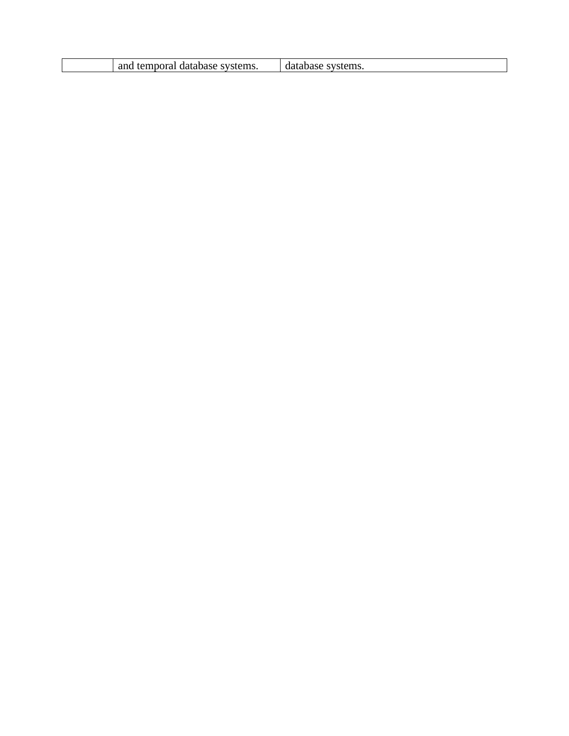| | and temporal database systems. | database systems. |
|---|---|---|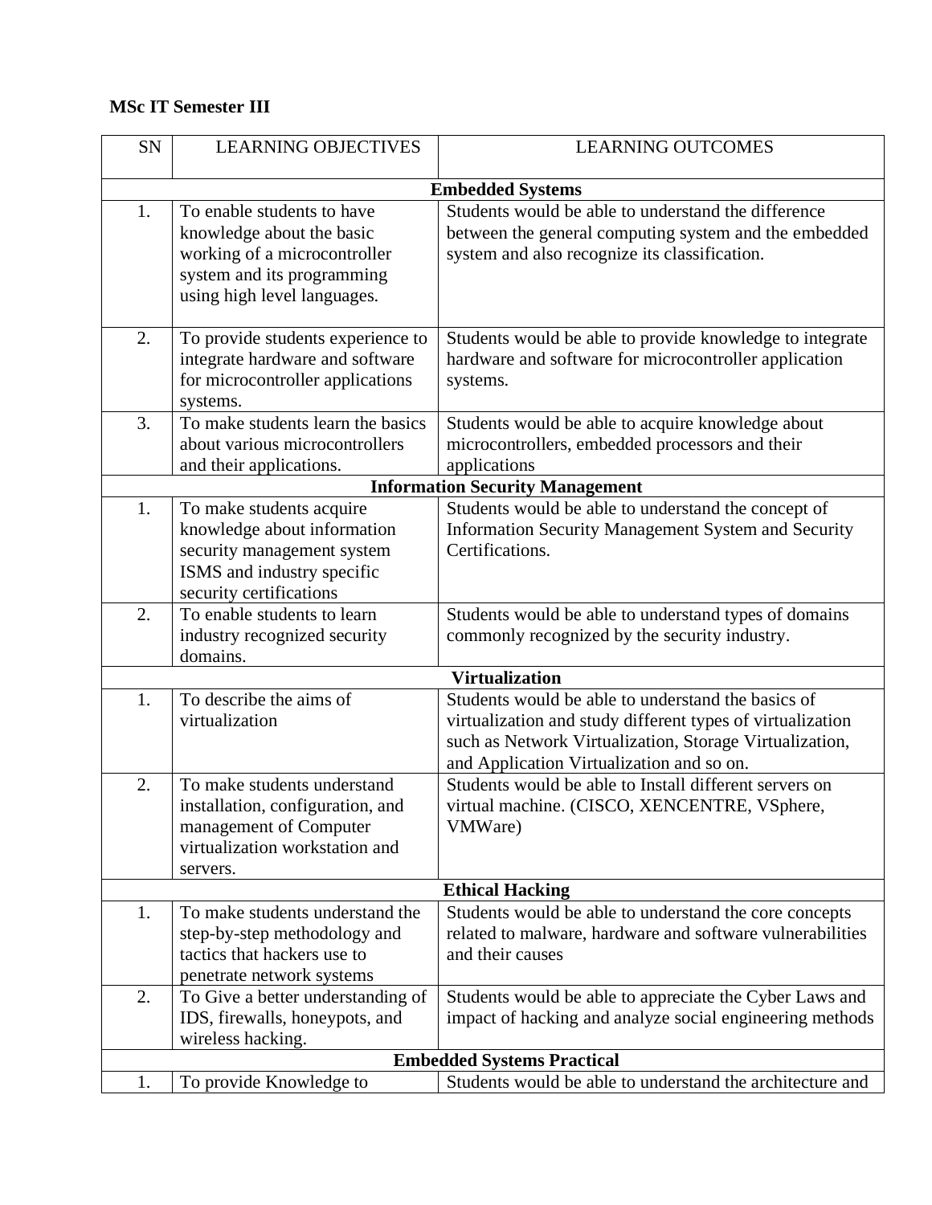**MSc IT Semester III**

| SN | LEARNING OBJECTIVES | LEARNING OUTCOMES |
|---|---|---|
| **Embedded Systems** | | |
| 1. | To enable students to have knowledge about the basic working of a microcontroller system and its programming using high level languages. | Students would be able to understand the difference between the general computing system and the embedded system and also recognize its classification. |
| 2. | To provide students experience to integrate hardware and software for microcontroller applications systems. | Students would be able to provide knowledge to integrate hardware and software for microcontroller application systems. |
| 3. | To make students learn the basics about various microcontrollers and their applications. | Students would be able to acquire knowledge about microcontrollers, embedded processors and their applications |
| **Information Security Management** | | |
| 1. | To make students acquire knowledge about information security management system ISMS and industry specific security certifications | Students would be able to understand the concept of Information Security Management System and Security Certifications. |
| 2. | To enable students to learn industry recognized security domains. | Students would be able to understand types of domains commonly recognized by the security industry. |
| **Virtualization** | | |
| 1. | To describe the aims of virtualization | Students would be able to understand the basics of virtualization and study different types of virtualization such as Network Virtualization, Storage Virtualization, and Application Virtualization and so on. |
| 2. | To make students understand installation, configuration, and management of Computer virtualization workstation and servers. | Students would be able to Install different servers on virtual machine. (CISCO, XENCENTRE, VSphere, VMWare) |
| **Ethical Hacking** | | |
| 1. | To make students understand the step-by-step methodology and tactics that hackers use to penetrate network systems | Students would be able to understand the core concepts related to malware, hardware and software vulnerabilities and their causes |
| 2. | To Give a better understanding of IDS, firewalls, honeypots, and wireless hacking. | Students would be able to appreciate the Cyber Laws and impact of hacking and analyze social engineering methods |
| **Embedded Systems Practical** | | |
| 1. | To provide Knowledge to | Students would be able to understand the architecture and |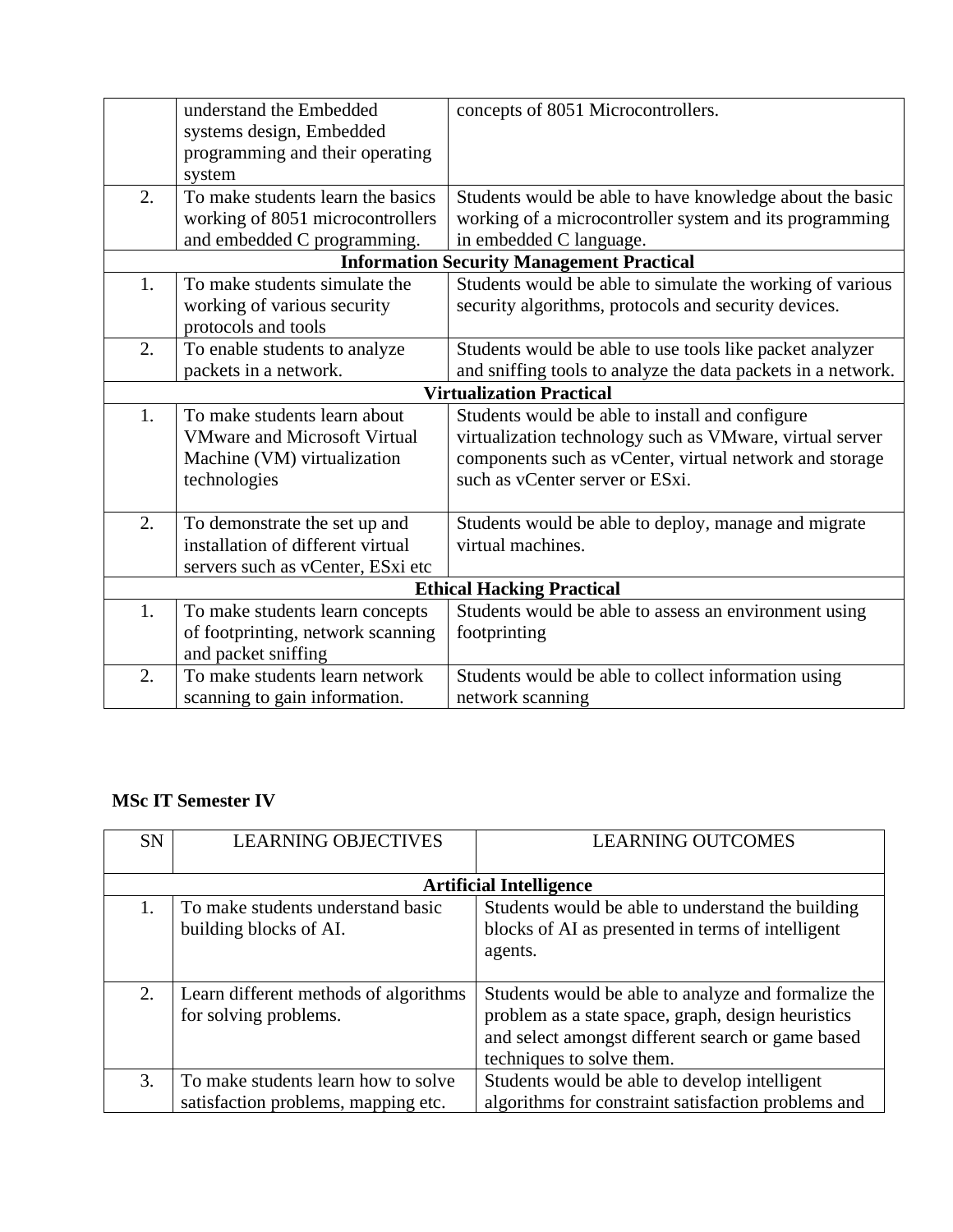| | | |
|---|---|---|
| | understand the Embedded systems design, Embedded programming and their operating system | concepts of 8051 Microcontrollers. |
| 2. | To make students learn the basics working of 8051 microcontrollers and embedded C programming. | Students would be able to have knowledge about the basic working of a microcontroller system and its programming in embedded C language. |
| | **Information Security Management Practical** | |
| 1. | To make students simulate the working of various security protocols and tools | Students would be able to simulate the working of various security algorithms, protocols and security devices. |
| 2. | To enable students to analyze packets in a network. | Students would be able to use tools like packet analyzer and sniffing tools to analyze the data packets in a network. |
| | **Virtualization Practical** | |
| 1. | To make students learn about VMware and Microsoft Virtual Machine (VM) virtualization technologies | Students would be able to install and configure virtualization technology such as VMware, virtual server components such as vCenter, virtual network and storage such as vCenter server or ESxi. |
| 2. | To demonstrate the set up and installation of different virtual servers such as vCenter, ESxi etc | Students would be able to deploy, manage and migrate virtual machines. |
| | **Ethical Hacking Practical** | |
| 1. | To make students learn concepts of footprinting, network scanning and packet sniffing | Students would be able to assess an environment using footprinting |
| 2. | To make students learn network scanning to gain information. | Students would be able to collect information using network scanning |

**MSc IT Semester IV**

| SN | LEARNING OBJECTIVES | LEARNING OUTCOMES |
|---|---|---|
| | **Artificial Intelligence** | |
| 1. | To make students understand basic building blocks of AI. | Students would be able to understand the building blocks of AI as presented in terms of intelligent agents. |
| 2. | Learn different methods of algorithms for solving problems. | Students would be able to analyze and formalize the problem as a state space, graph, design heuristics and select amongst different search or game based techniques to solve them. |
| 3. | To make students learn how to solve satisfaction problems, mapping etc. | Students would be able to develop intelligent algorithms for constraint satisfaction problems and |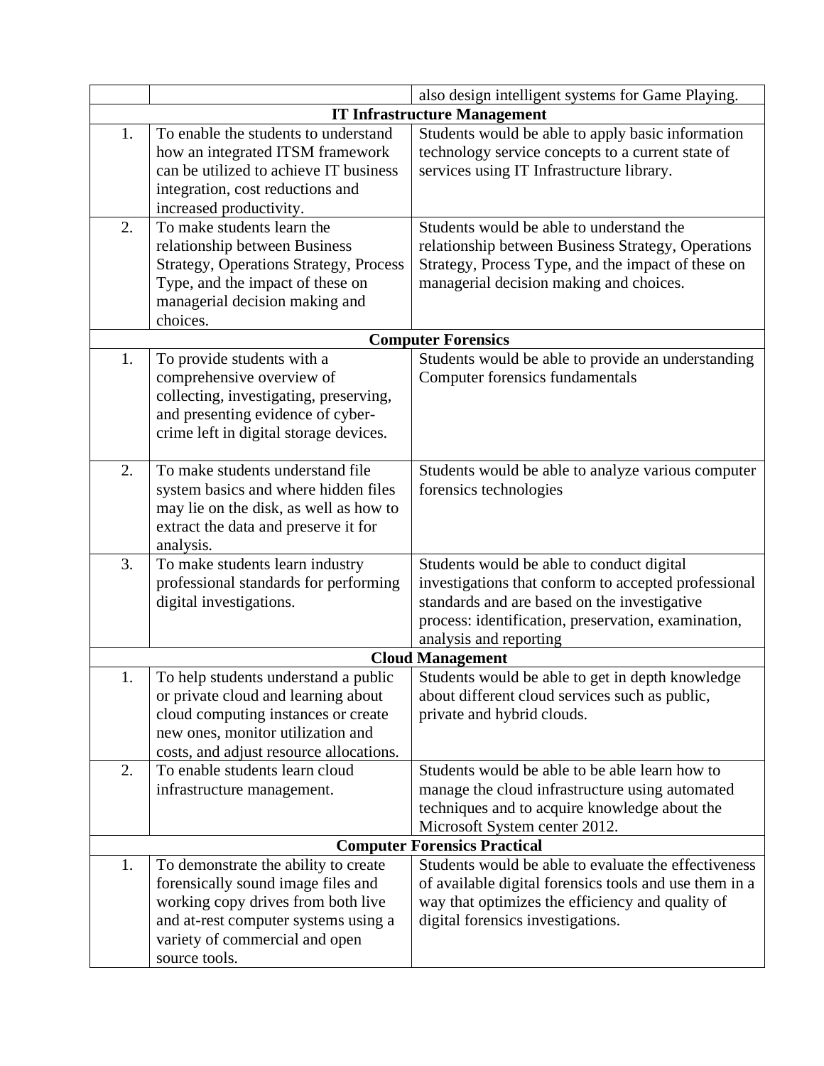| | | |
|---|---|---|
| | | also design intelligent systems for Game Playing. |
| **IT Infrastructure Management** | | |
| 1. | To enable the students to understand how an integrated ITSM framework can be utilized to achieve IT business integration, cost reductions and increased productivity. | Students would be able to apply basic information technology service concepts to a current state of services using IT Infrastructure library. |
| 2. | To make students learn the relationship between Business Strategy, Operations Strategy, Process Type, and the impact of these on managerial decision making and choices. | Students would be able to understand the relationship between Business Strategy, Operations Strategy, Process Type, and the impact of these on managerial decision making and choices. |
| **Computer Forensics** | | |
| 1. | To provide students with a comprehensive overview of collecting, investigating, preserving, and presenting evidence of cyber-crime left in digital storage devices. | Students would be able to provide an understanding Computer forensics fundamentals |
| 2. | To make students understand file system basics and where hidden files may lie on the disk, as well as how to extract the data and preserve it for analysis. | Students would be able to analyze various computer forensics technologies |
| 3. | To make students learn industry professional standards for performing digital investigations. | Students would be able to conduct digital investigations that conform to accepted professional standards and are based on the investigative process: identification, preservation, examination, analysis and reporting |
| **Cloud Management** | | |
| 1. | To help students understand a public or private cloud and learning about cloud computing instances or create new ones, monitor utilization and costs, and adjust resource allocations. | Students would be able to get in depth knowledge about different cloud services such as public, private and hybrid clouds. |
| 2. | To enable students learn cloud infrastructure management. | Students would be able to be able learn how to manage the cloud infrastructure using automated techniques and to acquire knowledge about the Microsoft System center 2012. |
| **Computer Forensics Practical** | | |
| 1. | To demonstrate the ability to create forensically sound image files and working copy drives from both live and at-rest computer systems using a variety of commercial and open source tools. | Students would be able to evaluate the effectiveness of available digital forensics tools and use them in a way that optimizes the efficiency and quality of digital forensics investigations. |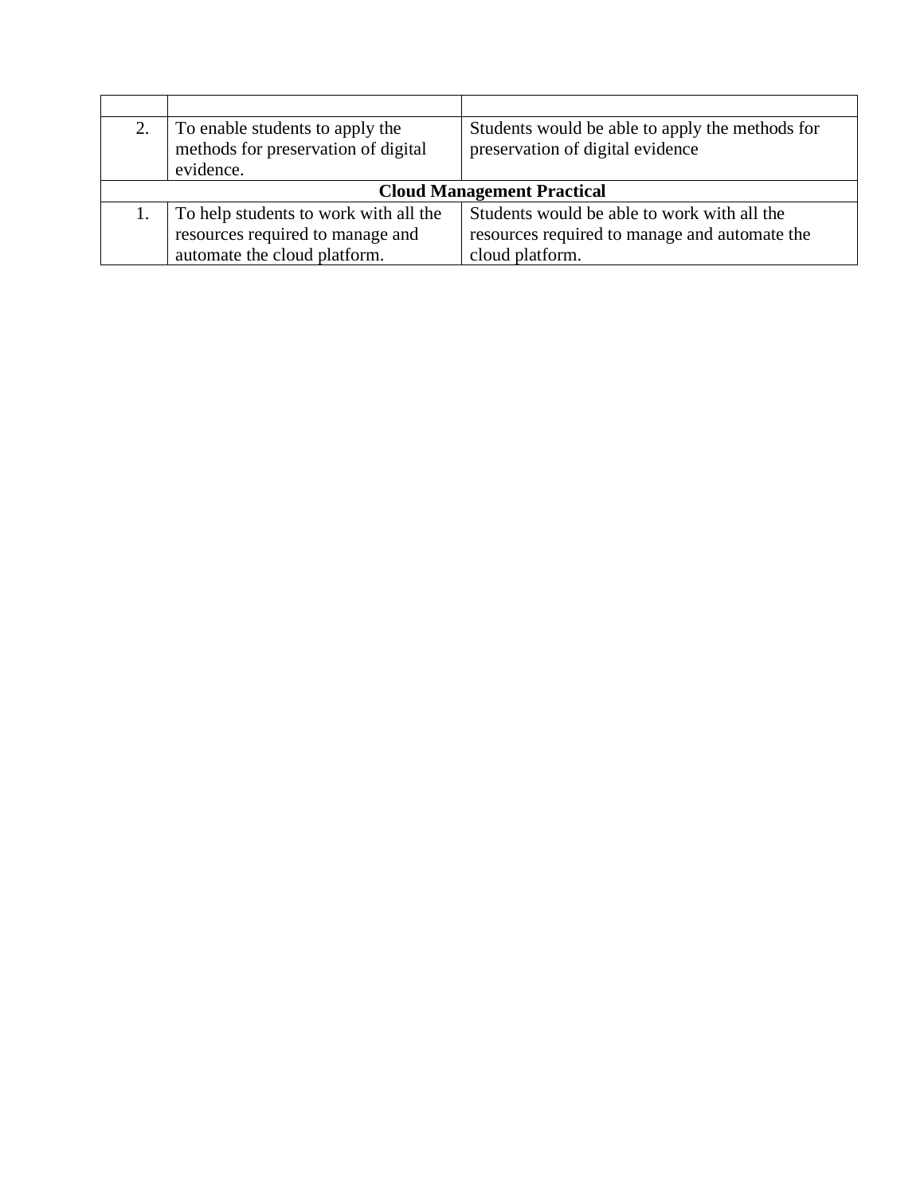| | | |
|---|---|---|
| 2. | To enable students to apply the methods for preservation of digital evidence. | Students would be able to apply the methods for preservation of digital evidence |
| **Cloud Management Practical** | | |
| 1. | To help students to work with all the resources required to manage and automate the cloud platform. | Students would be able to work with all the resources required to manage and automate the cloud platform. |